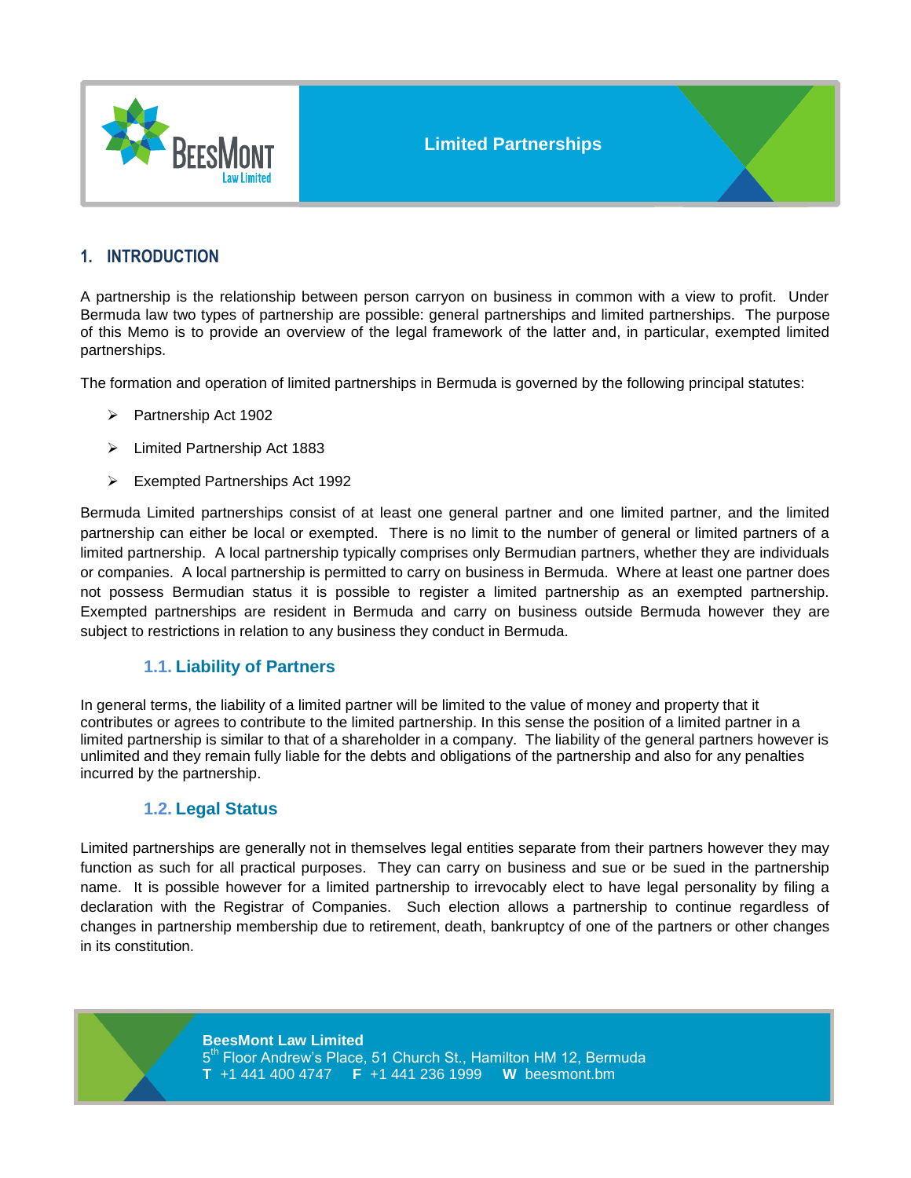# Limited Partnerships

## 1. INTRODUCTION

A partnership is the relationship between person carryon on business in common with a view to profit. Under Bermuda law two types of partnership are possible: general partnerships and limited partnerships. The purpose of this Memo is to provide an overview of the legal framework of the latter and, in particular, exempted limited partnerships.

The formation and operation of limited partnerships in Bermuda is governed by the following principal statutes:

- Partnership Act 1902
- Limited Partnership Act 1883
- Exempted Partnerships Act 1992

Bermuda Limited partnerships consist of at least one general partner and one limited partner, and the limited partnership can either be local or exempted. There is no limit to the number of general or limited partners of a limited partnership. A local partnership typically comprises only Bermudian partners, whether they are individuals or companies. A local partnership is permitted to carry on business in Bermuda. Where at least one partner does not possess Bermudian status it is possible to register a limited partnership as an exempted partnership. Exempted partnerships are resident in Bermuda and carry on business outside Bermuda however they are subject to restrictions in relation to any business they conduct in Bermuda.

### 1.1. Liability of Partners

In general terms, the liability of a limited partner will be limited to the value of money and property that it contributes or agrees to contribute to the limited partnership. In this sense the position of a limited partner in a limited partnership is similar to that of a shareholder in a company. The liability of the general partners however is unlimited and they remain fully liable for the debts and obligations of the partnership and also for any penalties incurred by the partnership.

### 1.2. Legal Status

Limited partnerships are generally not in themselves legal entities separate from their partners however they may function as such for all practical purposes. They can carry on business and sue or be sued in the partnership name. It is possible however for a limited partnership to irrevocably elect to have legal personality by filing a declaration with the Registrar of Companies. Such election allows a partnership to continue regardless of changes in partnership membership due to retirement, death, bankruptcy of one of the partners or other changes in its constitution.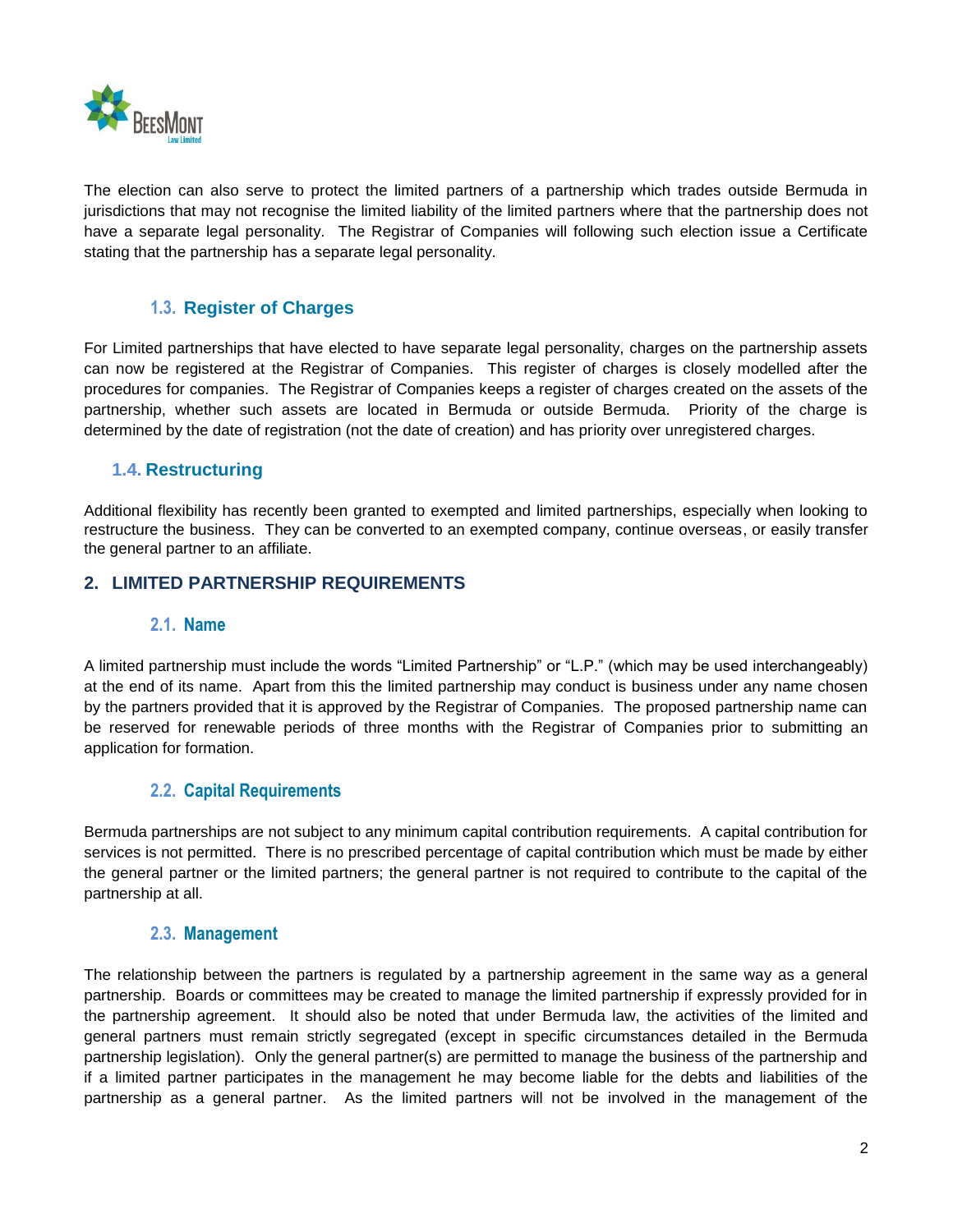The election can also serve to protect the limited partners of a partnership which trades outside Bermuda in jurisdictions that may not recognise the limited liability of the limited partners where that the partnership does not have a separate legal personality. The Registrar of Companies will following such election issue a Certificate stating that the partnership has a separate legal personality.

### 1.3. Register of Charges

For Limited partnerships that have elected to have separate legal personality, charges on the partnership assets can now be registered at the Registrar of Companies. This register of charges is closely modelled after the procedures for companies. The Registrar of Companies keeps a register of charges created on the assets of the partnership, whether such assets are located in Bermuda or outside Bermuda. Priority of the charge is determined by the date of registration (not the date of creation) and has priority over unregistered charges.

### 1.4. Restructuring

Additional flexibility has recently been granted to exempted and limited partnerships, especially when looking to restructure the business. They can be converted to an exempted company, continue overseas, or easily transfer the general partner to an affiliate.

## 2. LIMITED PARTNERSHIP REQUIREMENTS

### 2.1. Name

A limited partnership must include the words "Limited Partnership" or "L.P." (which may be used interchangeably) at the end of its name. Apart from this the limited partnership may conduct is business under any name chosen by the partners provided that it is approved by the Registrar of Companies. The proposed partnership name can be reserved for renewable periods of three months with the Registrar of Companies prior to submitting an application for formation.

### 2.2. Capital Requirements

Bermuda partnerships are not subject to any minimum capital contribution requirements. A capital contribution for services is not permitted. There is no prescribed percentage of capital contribution which must be made by either the general partner or the limited partners; the general partner is not required to contribute to the capital of the partnership at all.

### 2.3. Management

The relationship between the partners is regulated by a partnership agreement in the same way as a general partnership. Boards or committees may be created to manage the limited partnership if expressly provided for in the partnership agreement. It should also be noted that under Bermuda law, the activities of the limited and general partners must remain strictly segregated (except in specific circumstances detailed in the Bermuda partnership legislation). Only the general partner(s) are permitted to manage the business of the partnership and if a limited partner participates in the management he may become liable for the debts and liabilities of the partnership as a general partner. As the limited partners will not be involved in the management of the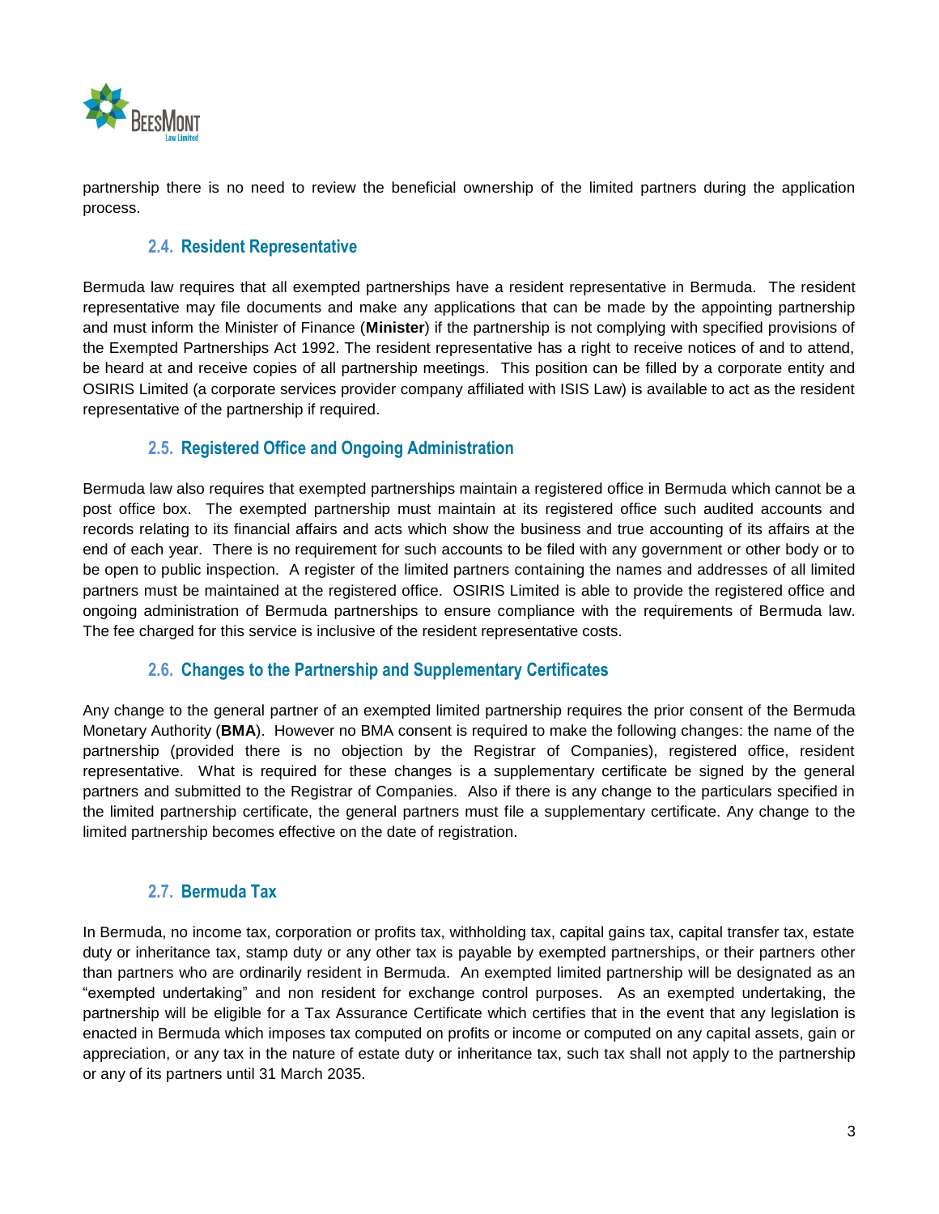partnership there is no need to review the beneficial ownership of the limited partners during the application process.

### 2.4. Resident Representative

Bermuda law requires that all exempted partnerships have a resident representative in Bermuda. The resident representative may file documents and make any applications that can be made by the appointing partnership and must inform the Minister of Finance (**Minister**) if the partnership is not complying with specified provisions of the Exempted Partnerships Act 1992. The resident representative has a right to receive notices of and to attend, be heard at and receive copies of all partnership meetings. This position can be filled by a corporate entity and OSIRIS Limited (a corporate services provider company affiliated with ISIS Law) is available to act as the resident representative of the partnership if required.

### 2.5. Registered Office and Ongoing Administration

Bermuda law also requires that exempted partnerships maintain a registered office in Bermuda which cannot be a post office box. The exempted partnership must maintain at its registered office such audited accounts and records relating to its financial affairs and acts which show the business and true accounting of its affairs at the end of each year. There is no requirement for such accounts to be filed with any government or other body or to be open to public inspection. A register of the limited partners containing the names and addresses of all limited partners must be maintained at the registered office. OSIRIS Limited is able to provide the registered office and ongoing administration of Bermuda partnerships to ensure compliance with the requirements of Bermuda law. The fee charged for this service is inclusive of the resident representative costs.

### 2.6. Changes to the Partnership and Supplementary Certificates

Any change to the general partner of an exempted limited partnership requires the prior consent of the Bermuda Monetary Authority (**BMA**). However no BMA consent is required to make the following changes: the name of the partnership (provided there is no objection by the Registrar of Companies), registered office, resident representative. What is required for these changes is a supplementary certificate be signed by the general partners and submitted to the Registrar of Companies. Also if there is any change to the particulars specified in the limited partnership certificate, the general partners must file a supplementary certificate. Any change to the limited partnership becomes effective on the date of registration.

### 2.7. Bermuda Tax

In Bermuda, no income tax, corporation or profits tax, withholding tax, capital gains tax, capital transfer tax, estate duty or inheritance tax, stamp duty or any other tax is payable by exempted partnerships, or their partners other than partners who are ordinarily resident in Bermuda. An exempted limited partnership will be designated as an "exempted undertaking" and non resident for exchange control purposes. As an exempted undertaking, the partnership will be eligible for a Tax Assurance Certificate which certifies that in the event that any legislation is enacted in Bermuda which imposes tax computed on profits or income or computed on any capital assets, gain or appreciation, or any tax in the nature of estate duty or inheritance tax, such tax shall not apply to the partnership or any of its partners until 31 March 2035.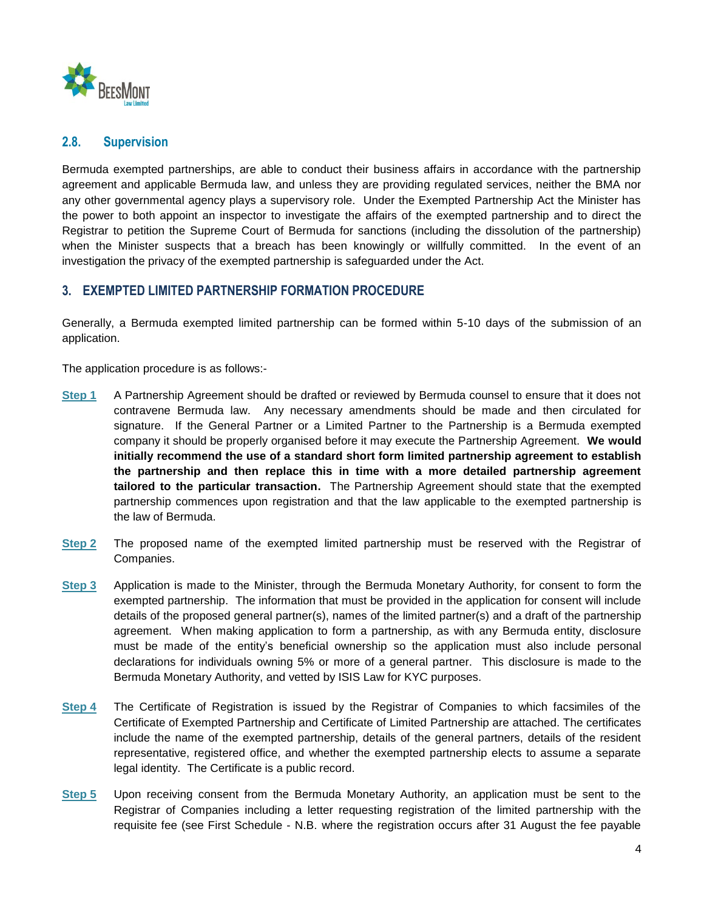### 2.8. Supervision

Bermuda exempted partnerships, are able to conduct their business affairs in accordance with the partnership agreement and applicable Bermuda law, and unless they are providing regulated services, neither the BMA nor any other governmental agency plays a supervisory role. Under the Exempted Partnership Act the Minister has the power to both appoint an inspector to investigate the affairs of the exempted partnership and to direct the Registrar to petition the Supreme Court of Bermuda for sanctions (including the dissolution of the partnership) when the Minister suspects that a breach has been knowingly or willfully committed. In the event of an investigation the privacy of the exempted partnership is safeguarded under the Act.

## 3. EXEMPTED LIMITED PARTNERSHIP FORMATION PROCEDURE

Generally, a Bermuda exempted limited partnership can be formed within 5-10 days of the submission of an application.

The application procedure is as follows:-

**Step 1** A Partnership Agreement should be drafted or reviewed by Bermuda counsel to ensure that it does not contravene Bermuda law. Any necessary amendments should be made and then circulated for signature. If the General Partner or a Limited Partner to the Partnership is a Bermuda exempted company it should be properly organised before it may execute the Partnership Agreement. **We would initially recommend the use of a standard short form limited partnership agreement to establish the partnership and then replace this in time with a more detailed partnership agreement tailored to the particular transaction.** The Partnership Agreement should state that the exempted partnership commences upon registration and that the law applicable to the exempted partnership is the law of Bermuda.

**Step 2** The proposed name of the exempted limited partnership must be reserved with the Registrar of Companies.

**Step 3** Application is made to the Minister, through the Bermuda Monetary Authority, for consent to form the exempted partnership. The information that must be provided in the application for consent will include details of the proposed general partner(s), names of the limited partner(s) and a draft of the partnership agreement. When making application to form a partnership, as with any Bermuda entity, disclosure must be made of the entity's beneficial ownership so the application must also include personal declarations for individuals owning 5% or more of a general partner. This disclosure is made to the Bermuda Monetary Authority, and vetted by ISIS Law for KYC purposes.

**Step 4** The Certificate of Registration is issued by the Registrar of Companies to which facsimiles of the Certificate of Exempted Partnership and Certificate of Limited Partnership are attached. The certificates include the name of the exempted partnership, details of the general partners, details of the resident representative, registered office, and whether the exempted partnership elects to assume a separate legal identity. The Certificate is a public record.

**Step 5** Upon receiving consent from the Bermuda Monetary Authority, an application must be sent to the Registrar of Companies including a letter requesting registration of the limited partnership with the requisite fee (see First Schedule - N.B. where the registration occurs after 31 August the fee payable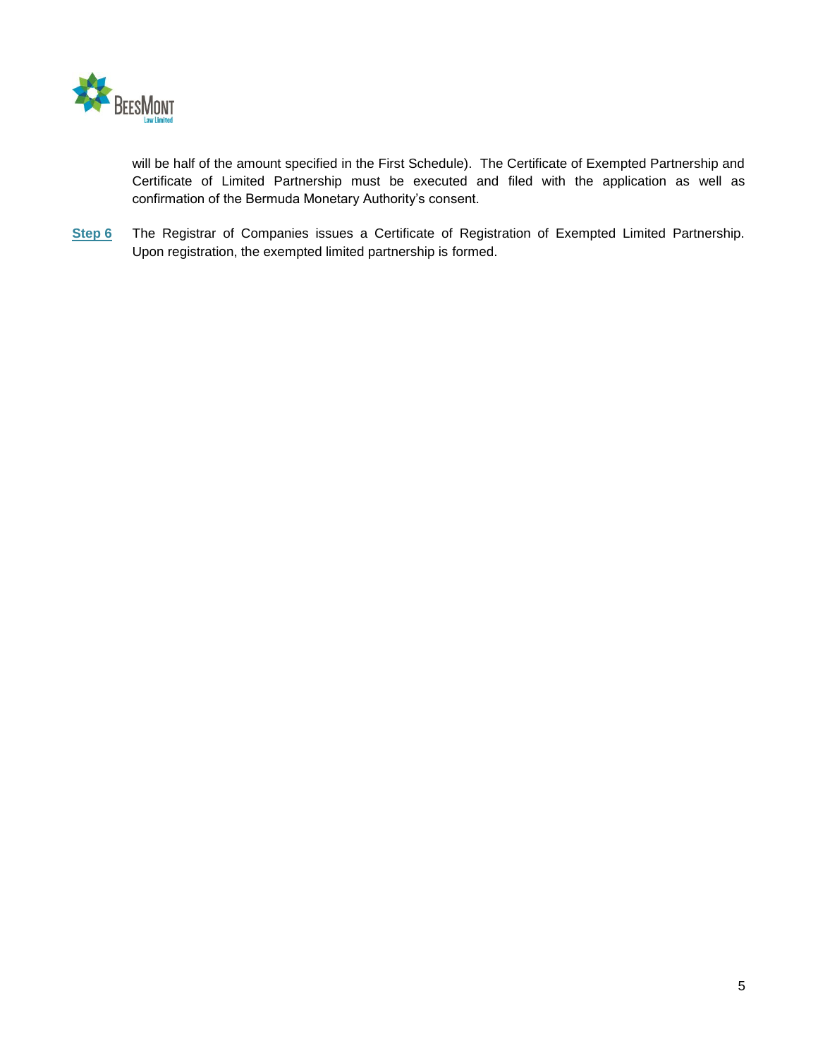will be half of the amount specified in the First Schedule). The Certificate of Exempted Partnership and Certificate of Limited Partnership must be executed and filed with the application as well as confirmation of the Bermuda Monetary Authority's consent.

**Step 6** The Registrar of Companies issues a Certificate of Registration of Exempted Limited Partnership. Upon registration, the exempted limited partnership is formed.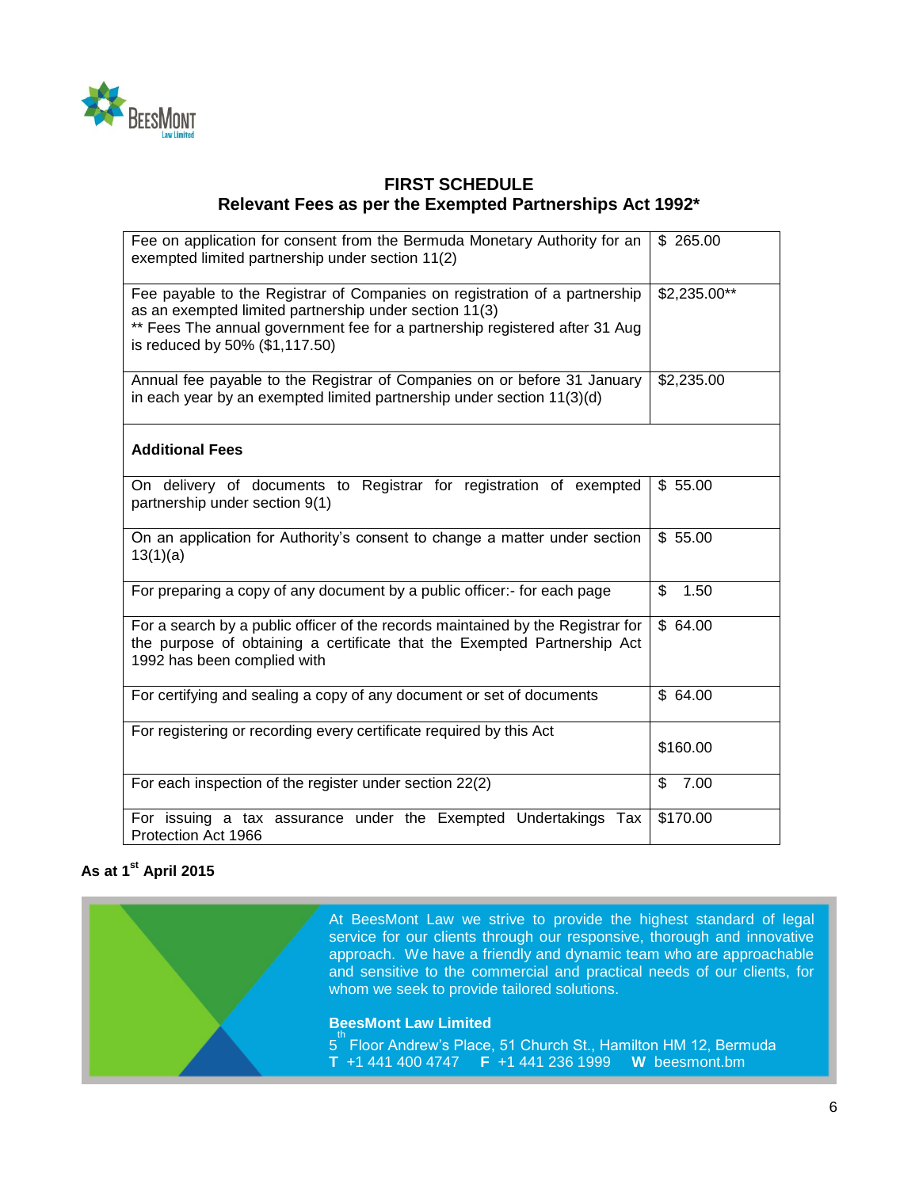## FIRST SCHEDULE
## Relevant Fees as per the Exempted Partnerships Act 1992*

| | |
|---|---|
| Fee on application for consent from the Bermuda Monetary Authority for an exempted limited partnership under section 11(2) | $ 265.00 |
| Fee payable to the Registrar of Companies on registration of a partnership as an exempted limited partnership under section 11(3)<br>** Fees The annual government fee for a partnership registered after 31 Aug is reduced by 50% ($1,117.50) | $2,235.00** |
| Annual fee payable to the Registrar of Companies on or before 31 January in each year by an exempted limited partnership under section 11(3)(d) | $2,235.00 |
| **Additional Fees** | |
| On delivery of documents to Registrar for registration of exempted partnership under section 9(1) | $ 55.00 |
| On an application for Authority's consent to change a matter under section 13(1)(a) | $ 55.00 |
| For preparing a copy of any document by a public officer:- for each page | $ 1.50 |
| For a search by a public officer of the records maintained by the Registrar for the purpose of obtaining a certificate that the Exempted Partnership Act 1992 has been complied with | $ 64.00 |
| For certifying and sealing a copy of any document or set of documents | $ 64.00 |
| For registering or recording every certificate required by this Act | $160.00 |
| For each inspection of the register under section 22(2) | $ 7.00 |
| For issuing a tax assurance under the Exempted Undertakings Tax Protection Act 1966 | $170.00 |

**As at 1st April 2015**

At BeesMont Law we strive to provide the highest standard of legal service for our clients through our responsive, thorough and innovative approach. We have a friendly and dynamic team who are approachable and sensitive to the commercial and practical needs of our clients, for whom we seek to provide tailored solutions.

**BeesMont Law Limited**
5th Floor Andrew's Place, 51 Church St., Hamilton HM 12, Bermuda
**T** +1 441 400 4747 **F** +1 441 236 1999 **W** beesmont.bm